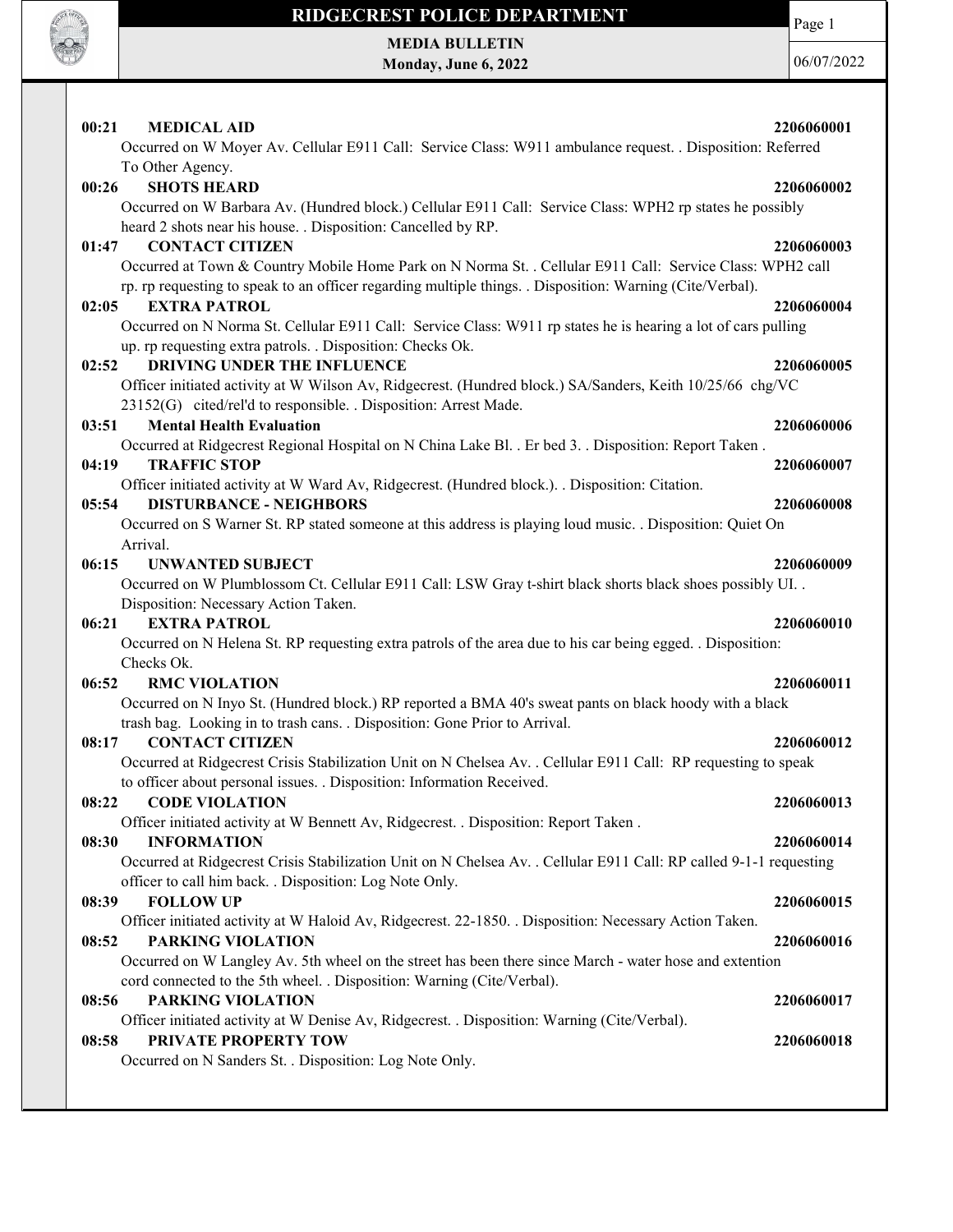# RIDGECREST POLICE DEPARTMENT

**MEDIA BULLETIN**
**Monday, June 6, 2022**

06/07/2022

**00:21 MEDICAL AID** **2206060001**
Occurred on W Moyer Av. Cellular E911 Call: Service Class: W911 ambulance request. . Disposition: Referred To Other Agency.

**00:26 SHOTS HEARD** **2206060002**
Occurred on W Barbara Av. (Hundred block.) Cellular E911 Call: Service Class: WPH2 rp states he possibly heard 2 shots near his house. . Disposition: Cancelled by RP.

**01:47 CONTACT CITIZEN** **2206060003**
Occurred at Town & Country Mobile Home Park on N Norma St. . Cellular E911 Call: Service Class: WPH2 call rp. rp requesting to speak to an officer regarding multiple things. . Disposition: Warning (Cite/Verbal).

**02:05 EXTRA PATROL** **2206060004**
Occurred on N Norma St. Cellular E911 Call: Service Class: W911 rp states he is hearing a lot of cars pulling up. rp requesting extra patrols. . Disposition: Checks Ok.

**02:52 DRIVING UNDER THE INFLUENCE** **2206060005**
Officer initiated activity at W Wilson Av, Ridgecrest. (Hundred block.) SA/Sanders, Keith 10/25/66 chg/VC 23152(G) cited/rel'd to responsible. . Disposition: Arrest Made.

**03:51 Mental Health Evaluation** **2206060006**
Occurred at Ridgecrest Regional Hospital on N China Lake Bl. . Er bed 3. . Disposition: Report Taken .

**04:19 TRAFFIC STOP** **2206060007**
Officer initiated activity at W Ward Av, Ridgecrest. (Hundred block.). . Disposition: Citation.

**05:54 DISTURBANCE - NEIGHBORS** **2206060008**
Occurred on S Warner St. RP stated someone at this address is playing loud music. . Disposition: Quiet On Arrival.

**06:15 UNWANTED SUBJECT** **2206060009**
Occurred on W Plumblossom Ct. Cellular E911 Call: LSW Gray t-shirt black shorts black shoes possibly UI. . Disposition: Necessary Action Taken.

**06:21 EXTRA PATROL** **2206060010**
Occurred on N Helena St. RP requesting extra patrols of the area due to his car being egged. . Disposition: Checks Ok.

**06:52 RMC VIOLATION** **2206060011**
Occurred on N Inyo St. (Hundred block.) RP reported a BMA 40's sweat pants on black hoody with a black trash bag. Looking in to trash cans. . Disposition: Gone Prior to Arrival.

**08:17 CONTACT CITIZEN** **2206060012**
Occurred at Ridgecrest Crisis Stabilization Unit on N Chelsea Av. . Cellular E911 Call: RP requesting to speak to officer about personal issues. . Disposition: Information Received.

**08:22 CODE VIOLATION** **2206060013**
Officer initiated activity at W Bennett Av, Ridgecrest. . Disposition: Report Taken .

**08:30 INFORMATION** **2206060014**
Occurred at Ridgecrest Crisis Stabilization Unit on N Chelsea Av. . Cellular E911 Call: RP called 9-1-1 requesting officer to call him back. . Disposition: Log Note Only.

**08:39 FOLLOW UP** **2206060015**
Officer initiated activity at W Haloid Av, Ridgecrest. 22-1850. . Disposition: Necessary Action Taken.

**08:52 PARKING VIOLATION** **2206060016**
Occurred on W Langley Av. 5th wheel on the street has been there since March - water hose and extention cord connected to the 5th wheel. . Disposition: Warning (Cite/Verbal).

**08:56 PARKING VIOLATION** **2206060017**
Officer initiated activity at W Denise Av, Ridgecrest. . Disposition: Warning (Cite/Verbal).

**08:58 PRIVATE PROPERTY TOW** **2206060018**
Occurred on N Sanders St. . Disposition: Log Note Only.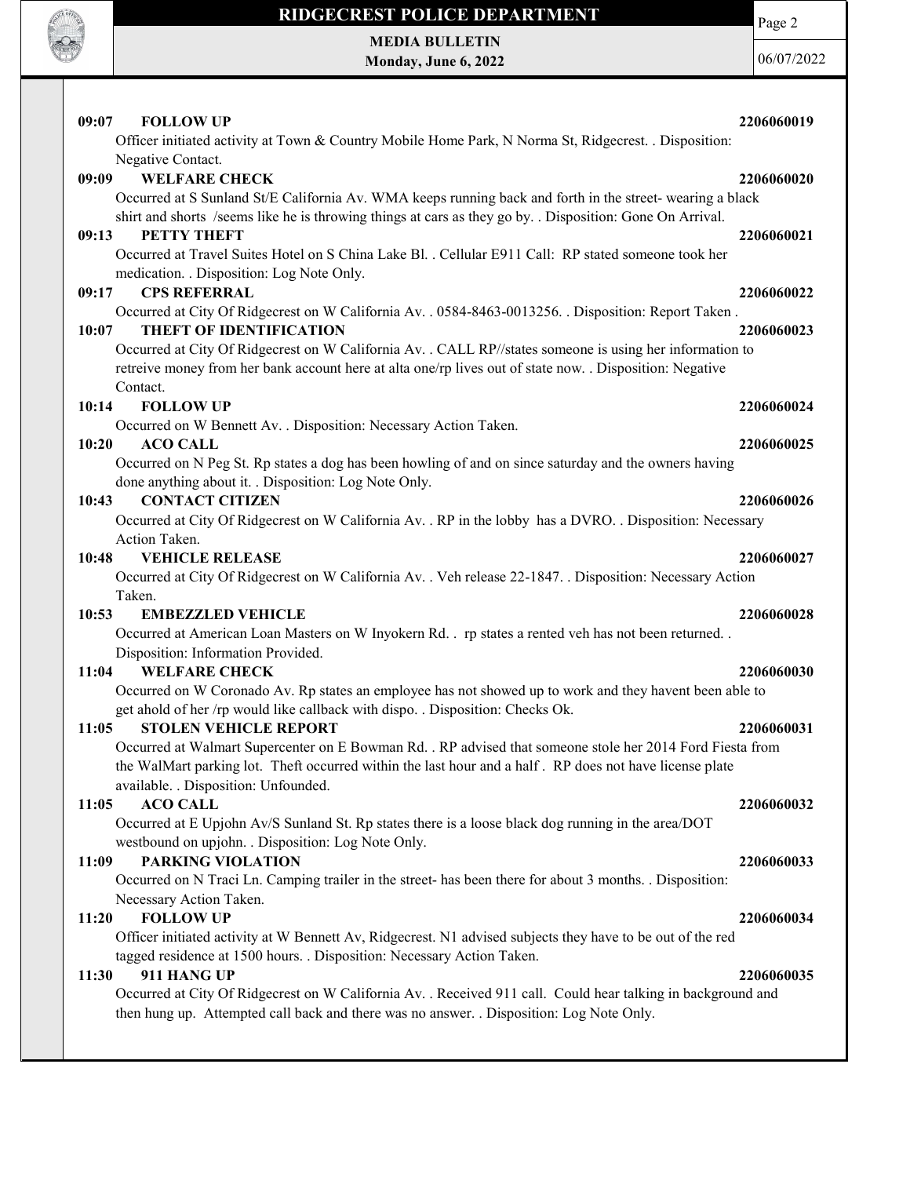**09:07 FOLLOW UP** 2206060019

Officer initiated activity at Town & Country Mobile Home Park, N Norma St, Ridgecrest. . Disposition: Negative Contact.

**09:09 WELFARE CHECK** 2206060020

Occurred at S Sunland St/E California Av. WMA keeps running back and forth in the street- wearing a black shirt and shorts /seems like he is throwing things at cars as they go by. . Disposition: Gone On Arrival.

**09:13 PETTY THEFT** 2206060021

Occurred at Travel Suites Hotel on S China Lake Bl. . Cellular E911 Call: RP stated someone took her medication. . Disposition: Log Note Only.

**09:17 CPS REFERRAL** 2206060022

Occurred at City Of Ridgecrest on W California Av. . 0584-8463-0013256. . Disposition: Report Taken .

**10:07 THEFT OF IDENTIFICATION** 2206060023

Occurred at City Of Ridgecrest on W California Av. . CALL RP//states someone is using her information to retreive money from her bank account here at alta one/rp lives out of state now. . Disposition: Negative Contact.

**10:14 FOLLOW UP** 2206060024

Occurred on W Bennett Av. . Disposition: Necessary Action Taken.

**10:20 ACO CALL** 2206060025

Occurred on N Peg St. Rp states a dog has been howling of and on since saturday and the owners having done anything about it. . Disposition: Log Note Only.

**10:43 CONTACT CITIZEN** 2206060026

Occurred at City Of Ridgecrest on W California Av. . RP in the lobby has a DVRO. . Disposition: Necessary Action Taken.

**10:48 VEHICLE RELEASE** 2206060027

Occurred at City Of Ridgecrest on W California Av. . Veh release 22-1847. . Disposition: Necessary Action Taken.

**10:53 EMBEZZLED VEHICLE** 2206060028

Occurred at American Loan Masters on W Inyokern Rd. . rp states a rented veh has not been returned. . Disposition: Information Provided.

**11:04 WELFARE CHECK** 2206060030

Occurred on W Coronado Av. Rp states an employee has not showed up to work and they havent been able to get ahold of her /rp would like callback with dispo. . Disposition: Checks Ok.

**11:05 STOLEN VEHICLE REPORT** 2206060031

Occurred at Walmart Supercenter on E Bowman Rd. . RP advised that someone stole her 2014 Ford Fiesta from the WalMart parking lot. Theft occurred within the last hour and a half . RP does not have license plate available. . Disposition: Unfounded.

**11:05 ACO CALL** 2206060032

Occurred at E Upjohn Av/S Sunland St. Rp states there is a loose black dog running in the area/DOT westbound on upjohn. . Disposition: Log Note Only.

**11:09 PARKING VIOLATION** 2206060033

Occurred on N Traci Ln. Camping trailer in the street- has been there for about 3 months. . Disposition: Necessary Action Taken.

**11:20 FOLLOW UP** 2206060034

Officer initiated activity at W Bennett Av, Ridgecrest. N1 advised subjects they have to be out of the red tagged residence at 1500 hours. . Disposition: Necessary Action Taken.

**11:30 911 HANG UP** 2206060035

Occurred at City Of Ridgecrest on W California Av. . Received 911 call. Could hear talking in background and then hung up. Attempted call back and there was no answer. . Disposition: Log Note Only.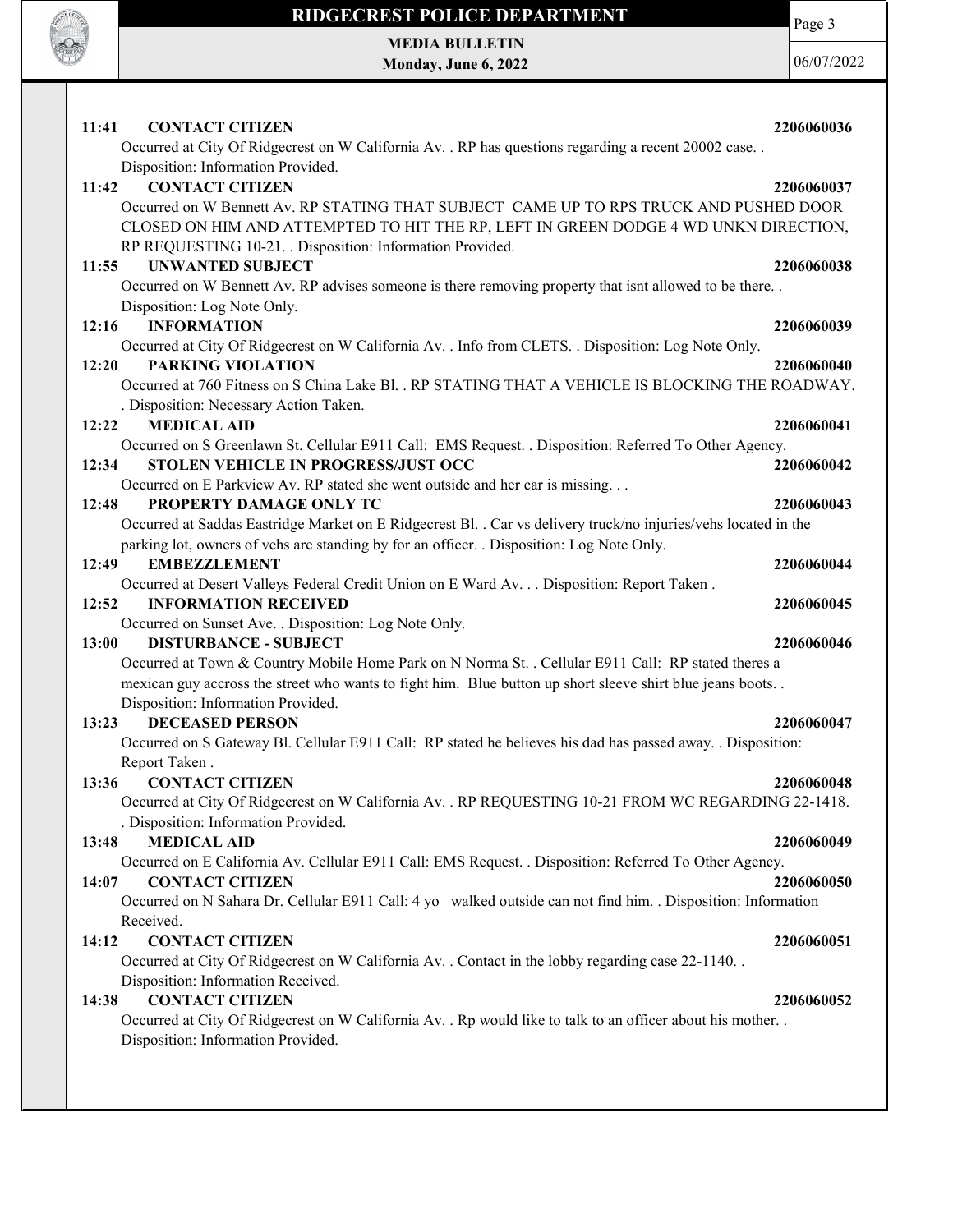**11:41 CONTACT CITIZEN 2206060036**

Occurred at City Of Ridgecrest on W California Av. . RP has questions regarding a recent 20002 case. . Disposition: Information Provided.

**11:42 CONTACT CITIZEN 2206060037**

Occurred on W Bennett Av. RP STATING THAT SUBJECT CAME UP TO RPS TRUCK AND PUSHED DOOR CLOSED ON HIM AND ATTEMPTED TO HIT THE RP, LEFT IN GREEN DODGE 4 WD UNKN DIRECTION, RP REQUESTING 10-21. . Disposition: Information Provided.

**11:55 UNWANTED SUBJECT 2206060038**

Occurred on W Bennett Av. RP advises someone is there removing property that isnt allowed to be there. . Disposition: Log Note Only.

**12:16 INFORMATION 2206060039**

Occurred at City Of Ridgecrest on W California Av. . Info from CLETS. . Disposition: Log Note Only.

**12:20 PARKING VIOLATION 2206060040**

Occurred at 760 Fitness on S China Lake Bl. . RP STATING THAT A VEHICLE IS BLOCKING THE ROADWAY. . Disposition: Necessary Action Taken.

**12:22 MEDICAL AID 2206060041**

Occurred on S Greenlawn St. Cellular E911 Call: EMS Request. . Disposition: Referred To Other Agency.

**12:34 STOLEN VEHICLE IN PROGRESS/JUST OCC 2206060042**

Occurred on E Parkview Av. RP stated she went outside and her car is missing. . .

**12:48 PROPERTY DAMAGE ONLY TC 2206060043**

Occurred at Saddas Eastridge Market on E Ridgecrest Bl. . Car vs delivery truck/no injuries/vehs located in the parking lot, owners of vehs are standing by for an officer. . Disposition: Log Note Only.

**12:49 EMBEZZLEMENT 2206060044**

Occurred at Desert Valleys Federal Credit Union on E Ward Av. . . Disposition: Report Taken .

**12:52 INFORMATION RECEIVED 2206060045**

Occurred on Sunset Ave. . Disposition: Log Note Only.

**13:00 DISTURBANCE - SUBJECT 2206060046**

Occurred at Town & Country Mobile Home Park on N Norma St. . Cellular E911 Call: RP stated theres a mexican guy accross the street who wants to fight him. Blue button up short sleeve shirt blue jeans boots. . Disposition: Information Provided.

**13:23 DECEASED PERSON 2206060047**

Occurred on S Gateway Bl. Cellular E911 Call: RP stated he believes his dad has passed away. . Disposition: Report Taken .

**13:36 CONTACT CITIZEN 2206060048**

Occurred at City Of Ridgecrest on W California Av. . RP REQUESTING 10-21 FROM WC REGARDING 22-1418. . Disposition: Information Provided.

**13:48 MEDICAL AID 2206060049**

Occurred on E California Av. Cellular E911 Call: EMS Request. . Disposition: Referred To Other Agency.

**14:07 CONTACT CITIZEN 2206060050**

Occurred on N Sahara Dr. Cellular E911 Call: 4 yo walked outside can not find him. . Disposition: Information Received.

**14:12 CONTACT CITIZEN 2206060051**

Occurred at City Of Ridgecrest on W California Av. . Contact in the lobby regarding case 22-1140. . Disposition: Information Received.

**14:38 CONTACT CITIZEN 2206060052**

Occurred at City Of Ridgecrest on W California Av. . Rp would like to talk to an officer about his mother. . Disposition: Information Provided.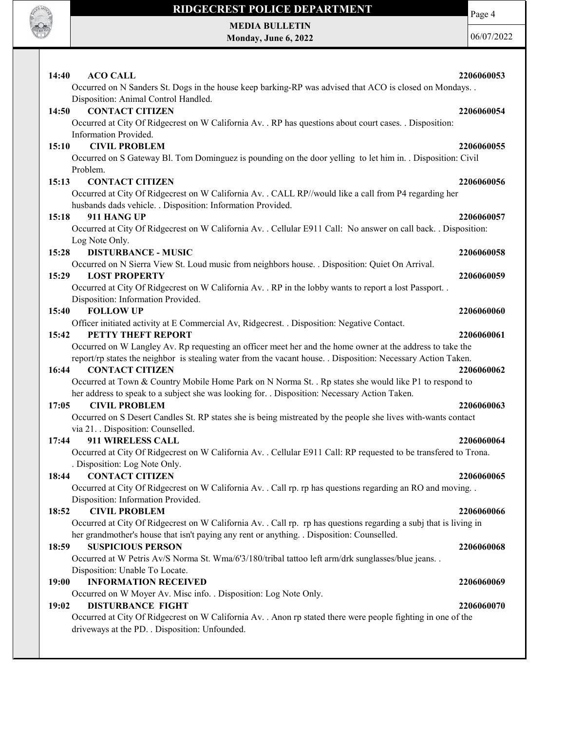**14:40 ACO CALL** **2206060053**
Occurred on N Sanders St. Dogs in the house keep barking-RP was advised that ACO is closed on Mondays. . Disposition: Animal Control Handled.

**14:50 CONTACT CITIZEN** **2206060054**
Occurred at City Of Ridgecrest on W California Av. . RP has questions about court cases. . Disposition: Information Provided.

**15:10 CIVIL PROBLEM** **2206060055**
Occurred on S Gateway Bl. Tom Dominguez is pounding on the door yelling to let him in. . Disposition: Civil Problem.

**15:13 CONTACT CITIZEN** **2206060056**
Occurred at City Of Ridgecrest on W California Av. . CALL RP//would like a call from P4 regarding her husbands dads vehicle. . Disposition: Information Provided.

**15:18 911 HANG UP** **2206060057**
Occurred at City Of Ridgecrest on W California Av. . Cellular E911 Call: No answer on call back. . Disposition: Log Note Only.

**15:28 DISTURBANCE - MUSIC** **2206060058**
Occurred on N Sierra View St. Loud music from neighbors house. . Disposition: Quiet On Arrival.

**15:29 LOST PROPERTY** **2206060059**
Occurred at City Of Ridgecrest on W California Av. . RP in the lobby wants to report a lost Passport. . Disposition: Information Provided.

**15:40 FOLLOW UP** **2206060060**
Officer initiated activity at E Commercial Av, Ridgecrest. . Disposition: Negative Contact.

**15:42 PETTY THEFT REPORT** **2206060061**
Occurred on W Langley Av. Rp requesting an officer meet her and the home owner at the address to take the report/rp states the neighbor is stealing water from the vacant house. . Disposition: Necessary Action Taken.

**16:44 CONTACT CITIZEN** **2206060062**
Occurred at Town & Country Mobile Home Park on N Norma St. . Rp states she would like P1 to respond to her address to speak to a subject she was looking for. . Disposition: Necessary Action Taken.

**17:05 CIVIL PROBLEM** **2206060063**
Occurred on S Desert Candles St. RP states she is being mistreated by the people she lives with-wants contact via 21. . Disposition: Counselled.

**17:44 911 WIRELESS CALL** **2206060064**
Occurred at City Of Ridgecrest on W California Av. . Cellular E911 Call: RP requested to be transfered to Trona. . Disposition: Log Note Only.

**18:44 CONTACT CITIZEN** **2206060065**
Occurred at City Of Ridgecrest on W California Av. . Call rp. rp has questions regarding an RO and moving. . Disposition: Information Provided.

**18:52 CIVIL PROBLEM** **2206060066**
Occurred at City Of Ridgecrest on W California Av. . Call rp. rp has questions regarding a subj that is living in her grandmother's house that isn't paying any rent or anything. . Disposition: Counselled.

**18:59 SUSPICIOUS PERSON** **2206060068**
Occurred at W Petris Av/S Norma St. Wma/6'3/180/tribal tattoo left arm/drk sunglasses/blue jeans. . Disposition: Unable To Locate.

**19:00 INFORMATION RECEIVED** **2206060069**
Occurred on W Moyer Av. Misc info. . Disposition: Log Note Only.

**19:02 DISTURBANCE FIGHT** **2206060070**
Occurred at City Of Ridgecrest on W California Av. . Anon rp stated there were people fighting in one of the driveways at the PD. . Disposition: Unfounded.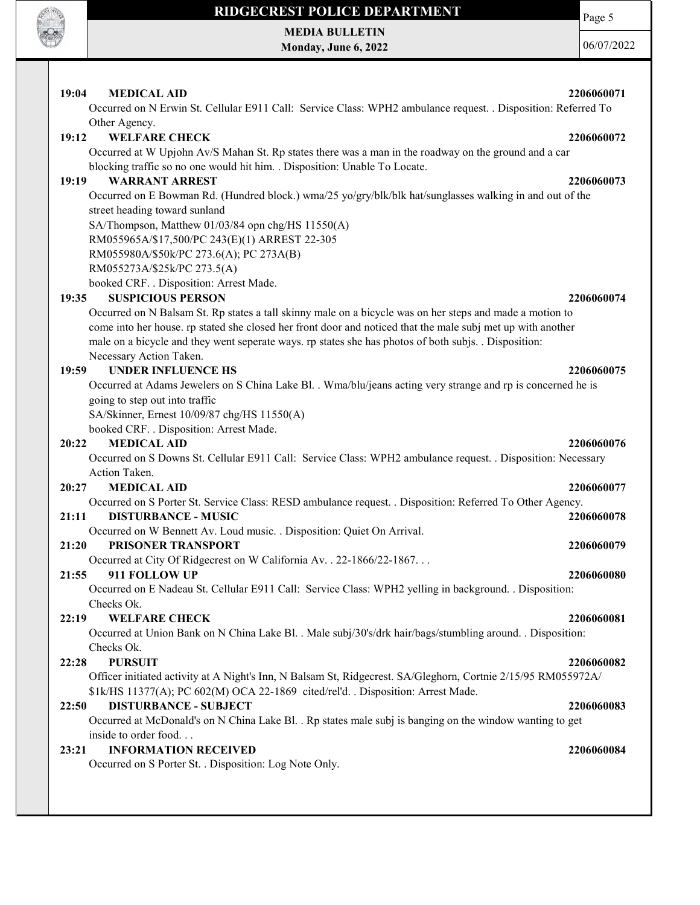**19:04 MEDICAL AID 2206060071**

Occurred on N Erwin St. Cellular E911 Call: Service Class: WPH2 ambulance request. . Disposition: Referred To Other Agency.

**19:12 WELFARE CHECK 2206060072**

Occurred at W Upjohn Av/S Mahan St. Rp states there was a man in the roadway on the ground and a car blocking traffic so no one would hit him. . Disposition: Unable To Locate.

**19:19 WARRANT ARREST 2206060073**

Occurred on E Bowman Rd. (Hundred block.) wma/25 yo/gry/blk/blk hat/sunglasses walking in and out of the street heading toward sunland
SA/Thompson, Matthew 01/03/84 opn chg/HS 11550(A)
RM055965A/$17,500/PC 243(E)(1) ARREST 22-305
RM055980A/$50k/PC 273.6(A); PC 273A(B)
RM055273A/$25k/PC 273.5(A)
booked CRF. . Disposition: Arrest Made.

**19:35 SUSPICIOUS PERSON 2206060074**

Occurred on N Balsam St. Rp states a tall skinny male on a bicycle was on her steps and made a motion to come into her house. rp stated she closed her front door and noticed that the male subj met up with another male on a bicycle and they went seperate ways. rp states she has photos of both subjs. . Disposition: Necessary Action Taken.

**19:59 UNDER INFLUENCE HS 2206060075**

Occurred at Adams Jewelers on S China Lake Bl. . Wma/blu/jeans acting very strange and rp is concerned he is going to step out into traffic
SA/Skinner, Ernest 10/09/87 chg/HS 11550(A)
booked CRF. . Disposition: Arrest Made.

**20:22 MEDICAL AID 2206060076**

Occurred on S Downs St. Cellular E911 Call: Service Class: WPH2 ambulance request. . Disposition: Necessary Action Taken.

**20:27 MEDICAL AID 2206060077**

Occurred on S Porter St. Service Class: RESD ambulance request. . Disposition: Referred To Other Agency.

**21:11 DISTURBANCE - MUSIC 2206060078**

Occurred on W Bennett Av. Loud music. . Disposition: Quiet On Arrival.

**21:20 PRISONER TRANSPORT 2206060079**

Occurred at City Of Ridgecrest on W California Av. . 22-1866/22-1867. . .

**21:55 911 FOLLOW UP 2206060080**

Occurred on E Nadeau St. Cellular E911 Call: Service Class: WPH2 yelling in background. . Disposition: Checks Ok.

**22:19 WELFARE CHECK 2206060081**

Occurred at Union Bank on N China Lake Bl. . Male subj/30's/drk hair/bags/stumbling around. . Disposition: Checks Ok.

**22:28 PURSUIT 2206060082**

Officer initiated activity at A Night's Inn, N Balsam St, Ridgecrest. SA/Gleghorn, Cortnie 2/15/95 RM055972A/ $1k/HS 11377(A); PC 602(M) OCA 22-1869 cited/rel'd. . Disposition: Arrest Made.

**22:50 DISTURBANCE - SUBJECT 2206060083**

Occurred at McDonald's on N China Lake Bl. . Rp states male subj is banging on the window wanting to get inside to order food. . .

**23:21 INFORMATION RECEIVED 2206060084**

Occurred on S Porter St. . Disposition: Log Note Only.